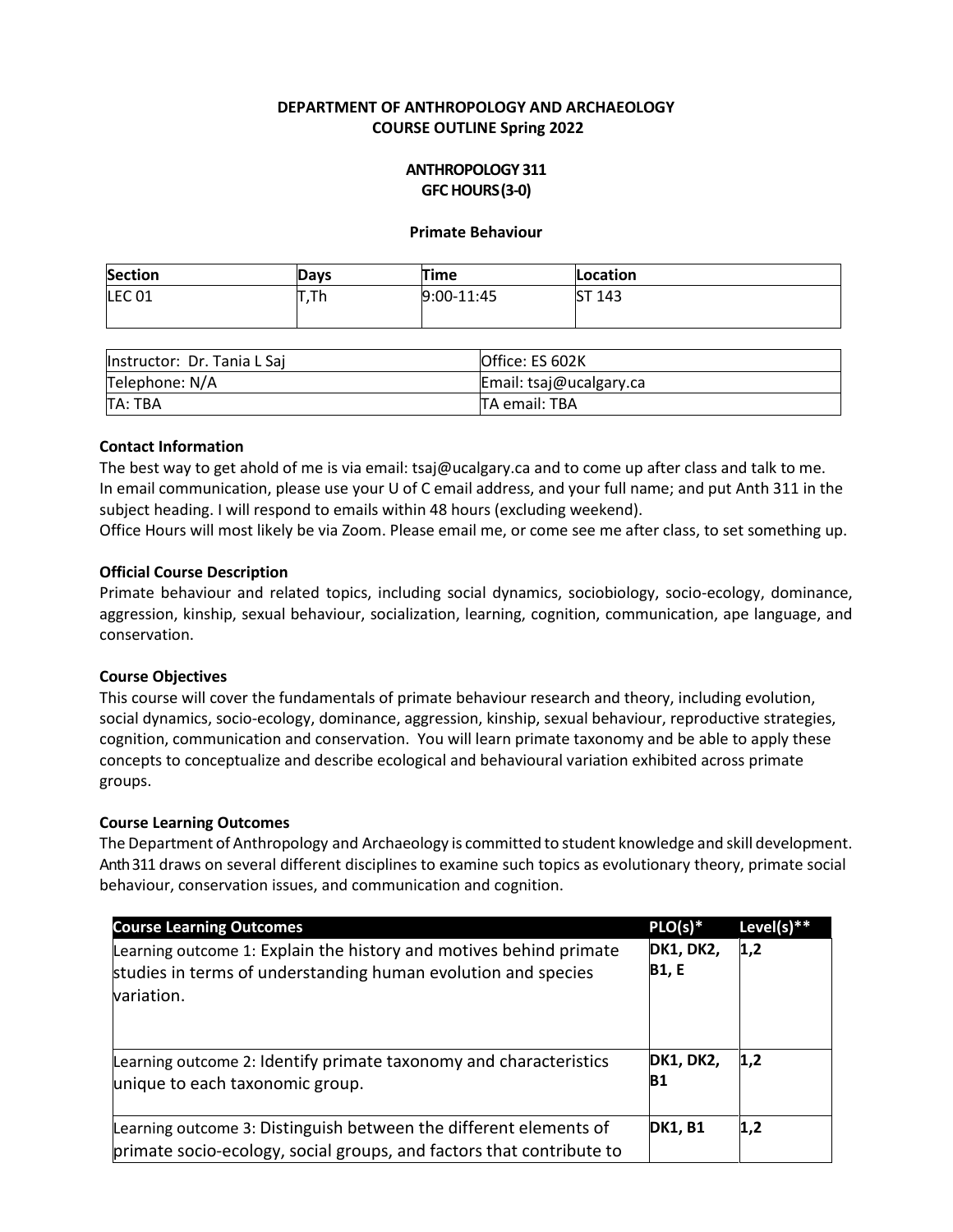**DEPARTMENT OF ANTHROPOLOGY AND ARCHAEOLOGY**
**COURSE OUTLINE Spring 2022**

**ANTHROPOLOGY 311**
**GFC HOURS (3-0)**

**Primate Behaviour**

| Section | Days | Time | Location |
|---|---|---|---|
| LEC 01 | T,Th | 9:00-11:45 | ST 143 |

| Instructor: Dr. Tania L Saj | Office: ES 602K |
|---|---|
| Telephone: N/A | Email: tsaj@ucalgary.ca |
| TA: TBA | TA email: TBA |

**Contact Information**

The best way to get ahold of me is via email: tsaj@ucalgary.ca and to come up after class and talk to me. In email communication, please use your U of C email address, and your full name; and put Anth 311 in the subject heading. I will respond to emails within 48 hours (excluding weekend).
Office Hours will most likely be via Zoom. Please email me, or come see me after class, to set something up.

**Official Course Description**

Primate behaviour and related topics, including social dynamics, sociobiology, socio-ecology, dominance, aggression, kinship, sexual behaviour, socialization, learning, cognition, communication, ape language, and conservation.

**Course Objectives**

This course will cover the fundamentals of primate behaviour research and theory, including evolution, social dynamics, socio-ecology, dominance, aggression, kinship, sexual behaviour, reproductive strategies, cognition, communication and conservation. You will learn primate taxonomy and be able to apply these concepts to conceptualize and describe ecological and behavioural variation exhibited across primate groups.

**Course Learning Outcomes**

The Department of Anthropology and Archaeology is committed to student knowledge and skill development. Anth 311 draws on several different disciplines to examine such topics as evolutionary theory, primate social behaviour, conservation issues, and communication and cognition.

| Course Learning Outcomes | PLO(s)* | Level(s)** |
|---|---|---|
| Learning outcome 1: Explain the history and motives behind primate studies in terms of understanding human evolution and species variation. | **DK1, DK2, B1, E** | **1,2** |
| Learning outcome 2: Identify primate taxonomy and characteristics unique to each taxonomic group. | **DK1, DK2, B1** | **1,2** |
| Learning outcome 3: Distinguish between the different elements of primate socio-ecology, social groups, and factors that contribute to | **DK1, B1** | **1,2** |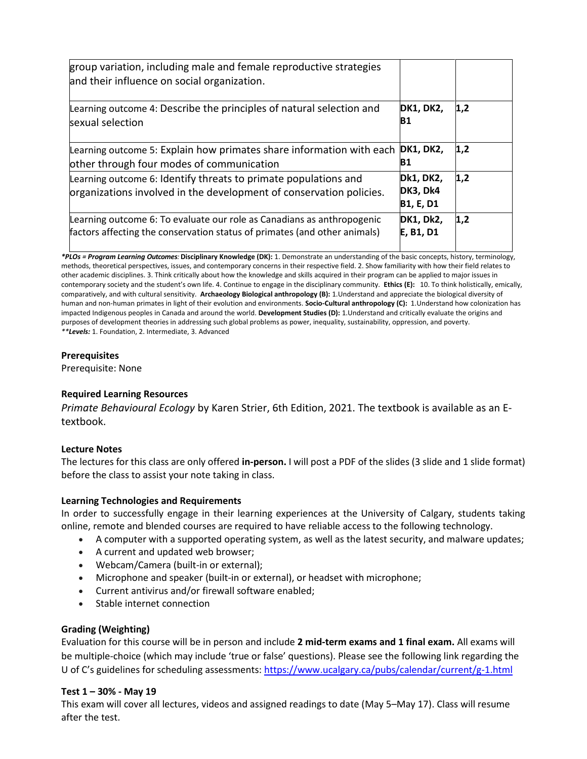| | | |
|---|---|---|
| group variation, including male and female reproductive strategies and their influence on social organization. | | |
| Learning outcome 4: Describe the principles of natural selection and sexual selection | **DK1, DK2, B1** | **1,2** |
| Learning outcome 5: Explain how primates share information with each other through four modes of communication | **DK1, DK2, B1** | **1,2** |
| Learning outcome 6: Identify threats to primate populations and organizations involved in the development of conservation policies. | **Dk1, DK2, DK3, Dk4 B1, E, D1** | **1,2** |
| Learning outcome 6: To evaluate our role as Canadians as anthropogenic factors affecting the conservation status of primates (and other animals) | **DK1, Dk2, E, B1, D1** | **1,2** |

***PLOs = Program Learning Outcomes:*** **Disciplinary Knowledge (DK):** 1. Demonstrate an understanding of the basic concepts, history, terminology, methods, theoretical perspectives, issues, and contemporary concerns in their respective field. 2. Show familiarity with how their field relates to other academic disciplines. 3. Think critically about how the knowledge and skills acquired in their program can be applied to major issues in contemporary society and the student's own life. 4. Continue to engage in the disciplinary community. **Ethics (E):** 10. To think holistically, emically, comparatively, and with cultural sensitivity. **Archaeology Biological anthropology (B):** 1.Understand and appreciate the biological diversity of human and non-human primates in light of their evolution and environments. **Socio-Cultural anthropology (C):** 1.Understand how colonization has impacted Indigenous peoples in Canada and around the world. **Development Studies (D):** 1.Understand and critically evaluate the origins and purposes of development theories in addressing such global problems as power, inequality, sustainability, oppression, and poverty.
***\*\*Levels:*** 1. Foundation, 2. Intermediate, 3. Advanced

**Prerequisites**

Prerequisite: None

**Required Learning Resources**

*Primate Behavioural Ecology* by Karen Strier, 6th Edition, 2021. The textbook is available as an E-textbook.

**Lecture Notes**

The lectures for this class are only offered **in-person.** I will post a PDF of the slides (3 slide and 1 slide format) before the class to assist your note taking in class.

**Learning Technologies and Requirements**

In order to successfully engage in their learning experiences at the University of Calgary, students taking online, remote and blended courses are required to have reliable access to the following technology.

- A computer with a supported operating system, as well as the latest security, and malware updates;
- A current and updated web browser;
- Webcam/Camera (built-in or external);
- Microphone and speaker (built-in or external), or headset with microphone;
- Current antivirus and/or firewall software enabled;
- Stable internet connection

**Grading (Weighting)**

Evaluation for this course will be in person and include **2 mid-term exams and 1 final exam.** All exams will be multiple-choice (which may include 'true or false' questions). Please see the following link regarding the U of C's guidelines for scheduling assessments: https://www.ucalgary.ca/pubs/calendar/current/g-1.html

**Test 1 – 30% - May 19**

This exam will cover all lectures, videos and assigned readings to date (May 5–May 17). Class will resume after the test.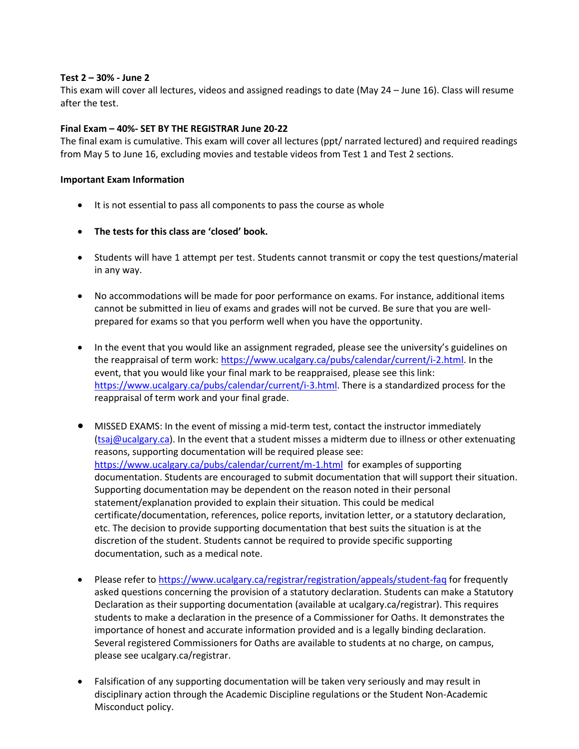**Test 2 – 30% - June 2**

This exam will cover all lectures, videos and assigned readings to date (May 24 – June 16). Class will resume after the test.

**Final Exam – 40%- SET BY THE REGISTRAR June 20-22**

The final exam is cumulative. This exam will cover all lectures (ppt/ narrated lectured) and required readings from May 5 to June 16, excluding movies and testable videos from Test 1 and Test 2 sections.

**Important Exam Information**

- It is not essential to pass all components to pass the course as whole
- **The tests for this class are 'closed' book.**
- Students will have 1 attempt per test. Students cannot transmit or copy the test questions/material in any way.
- No accommodations will be made for poor performance on exams. For instance, additional items cannot be submitted in lieu of exams and grades will not be curved. Be sure that you are well-prepared for exams so that you perform well when you have the opportunity.
- In the event that you would like an assignment regraded, please see the university's guidelines on the reappraisal of term work: https://www.ucalgary.ca/pubs/calendar/current/i-2.html. In the event, that you would like your final mark to be reappraised, please see this link: https://www.ucalgary.ca/pubs/calendar/current/i-3.html. There is a standardized process for the reappraisal of term work and your final grade.
- MISSED EXAMS: In the event of missing a mid-term test, contact the instructor immediately (tsaj@ucalgary.ca). In the event that a student misses a midterm due to illness or other extenuating reasons, supporting documentation will be required please see: https://www.ucalgary.ca/pubs/calendar/current/m-1.html for examples of supporting documentation. Students are encouraged to submit documentation that will support their situation. Supporting documentation may be dependent on the reason noted in their personal statement/explanation provided to explain their situation. This could be medical certificate/documentation, references, police reports, invitation letter, or a statutory declaration, etc. The decision to provide supporting documentation that best suits the situation is at the discretion of the student. Students cannot be required to provide specific supporting documentation, such as a medical note.
- Please refer to https://www.ucalgary.ca/registrar/registration/appeals/student-faq for frequently asked questions concerning the provision of a statutory declaration. Students can make a Statutory Declaration as their supporting documentation (available at ucalgary.ca/registrar). This requires students to make a declaration in the presence of a Commissioner for Oaths. It demonstrates the importance of honest and accurate information provided and is a legally binding declaration. Several registered Commissioners for Oaths are available to students at no charge, on campus, please see ucalgary.ca/registrar.
- Falsification of any supporting documentation will be taken very seriously and may result in disciplinary action through the Academic Discipline regulations or the Student Non-Academic Misconduct policy.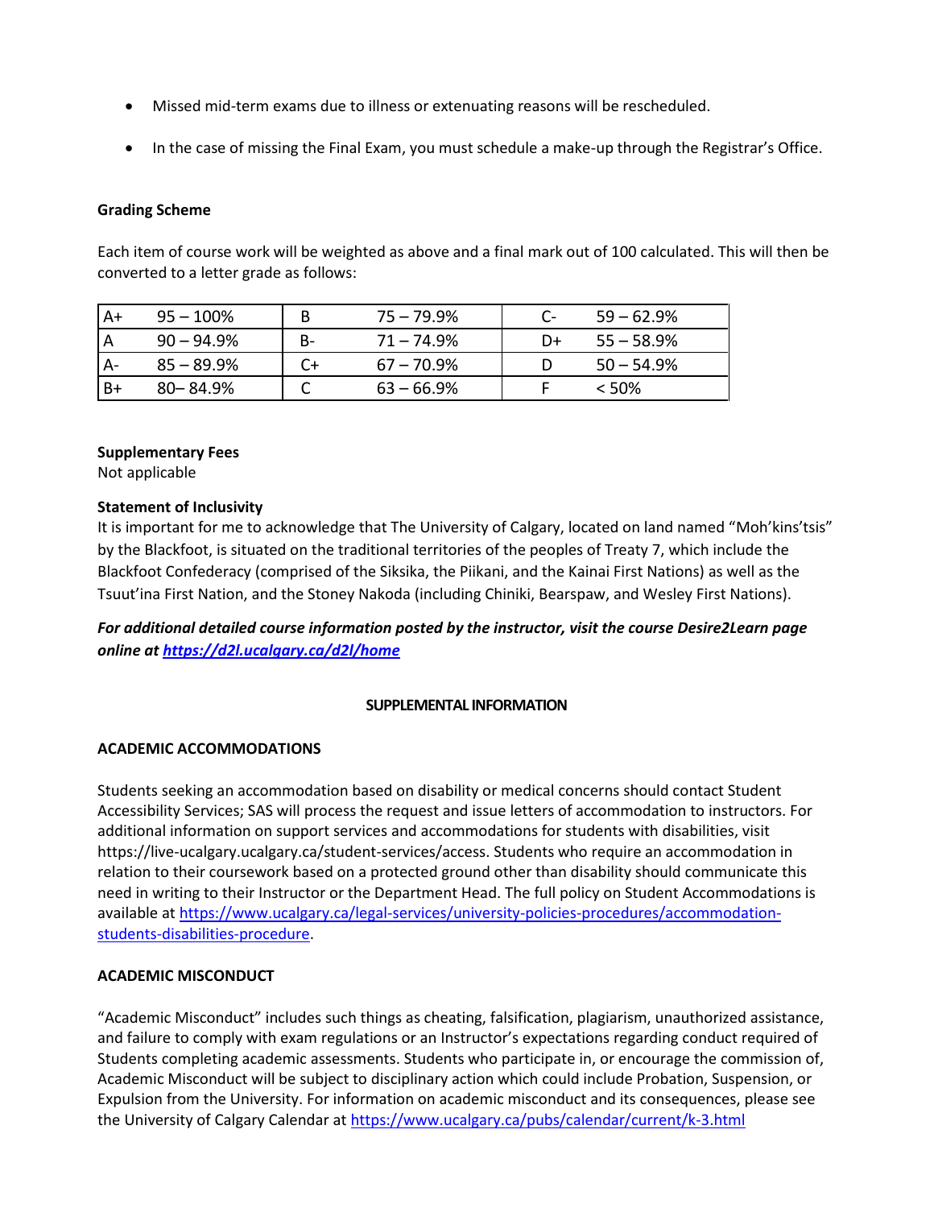- Missed mid-term exams due to illness or extenuating reasons will be rescheduled.
- In the case of missing the Final Exam, you must schedule a make-up through the Registrar's Office.

**Grading Scheme**

Each item of course work will be weighted as above and a final mark out of 100 calculated. This will then be converted to a letter grade as follows:

| | | | | | |
|---|---|---|---|---|---|
| A+ | 95 – 100% | B | 75 – 79.9% | C- | 59 – 62.9% |
| A | 90 – 94.9% | B- | 71 – 74.9% | D+ | 55 – 58.9% |
| A- | 85 – 89.9% | C+ | 67 – 70.9% | D | 50 – 54.9% |
| B+ | 80– 84.9% | C | 63 – 66.9% | F | < 50% |

**Supplementary Fees**
Not applicable

**Statement of Inclusivity**
It is important for me to acknowledge that The University of Calgary, located on land named "Moh'kins'tsis" by the Blackfoot, is situated on the traditional territories of the peoples of Treaty 7, which include the Blackfoot Confederacy (comprised of the Siksika, the Piikani, and the Kainai First Nations) as well as the Tsuut'ina First Nation, and the Stoney Nakoda (including Chiniki, Bearspaw, and Wesley First Nations).

***For additional detailed course information posted by the instructor, visit the course Desire2Learn page online at https://d2l.ucalgary.ca/d2l/home***

**SUPPLEMENTAL INFORMATION**

**ACADEMIC ACCOMMODATIONS**

Students seeking an accommodation based on disability or medical concerns should contact Student Accessibility Services; SAS will process the request and issue letters of accommodation to instructors. For additional information on support services and accommodations for students with disabilities, visit https://live-ucalgary.ucalgary.ca/student-services/access. Students who require an accommodation in relation to their coursework based on a protected ground other than disability should communicate this need in writing to their Instructor or the Department Head. The full policy on Student Accommodations is available at https://www.ucalgary.ca/legal-services/university-policies-procedures/accommodation-students-disabilities-procedure.

**ACADEMIC MISCONDUCT**

"Academic Misconduct" includes such things as cheating, falsification, plagiarism, unauthorized assistance, and failure to comply with exam regulations or an Instructor's expectations regarding conduct required of Students completing academic assessments. Students who participate in, or encourage the commission of, Academic Misconduct will be subject to disciplinary action which could include Probation, Suspension, or Expulsion from the University. For information on academic misconduct and its consequences, please see the University of Calgary Calendar at https://www.ucalgary.ca/pubs/calendar/current/k-3.html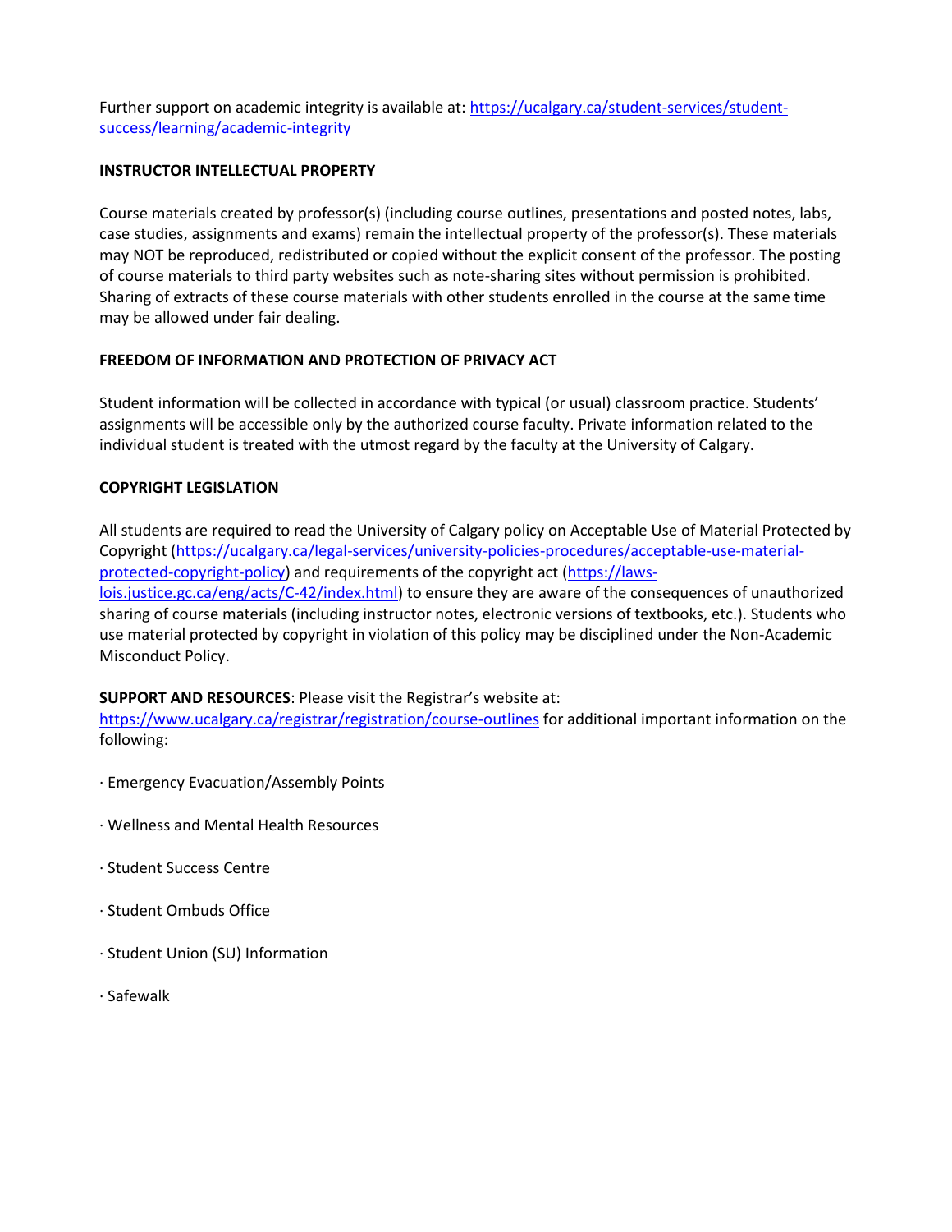Further support on academic integrity is available at: [https://ucalgary.ca/student-services/student-success/learning/academic-integrity](https://ucalgary.ca/student-services/student-success/learning/academic-integrity)

**INSTRUCTOR INTELLECTUAL PROPERTY**

Course materials created by professor(s) (including course outlines, presentations and posted notes, labs, case studies, assignments and exams) remain the intellectual property of the professor(s). These materials may NOT be reproduced, redistributed or copied without the explicit consent of the professor. The posting of course materials to third party websites such as note-sharing sites without permission is prohibited. Sharing of extracts of these course materials with other students enrolled in the course at the same time may be allowed under fair dealing.

**FREEDOM OF INFORMATION AND PROTECTION OF PRIVACY ACT**

Student information will be collected in accordance with typical (or usual) classroom practice. Students' assignments will be accessible only by the authorized course faculty. Private information related to the individual student is treated with the utmost regard by the faculty at the University of Calgary.

**COPYRIGHT LEGISLATION**

All students are required to read the University of Calgary policy on Acceptable Use of Material Protected by Copyright ([https://ucalgary.ca/legal-services/university-policies-procedures/acceptable-use-material-protected-copyright-policy](https://ucalgary.ca/legal-services/university-policies-procedures/acceptable-use-material-protected-copyright-policy)) and requirements of the copyright act ([https://laws-lois.justice.gc.ca/eng/acts/C-42/index.html](https://laws-lois.justice.gc.ca/eng/acts/C-42/index.html)) to ensure they are aware of the consequences of unauthorized sharing of course materials (including instructor notes, electronic versions of textbooks, etc.). Students who use material protected by copyright in violation of this policy may be disciplined under the Non-Academic Misconduct Policy.

**SUPPORT AND RESOURCES**: Please visit the Registrar's website at: [https://www.ucalgary.ca/registrar/registration/course-outlines](https://www.ucalgary.ca/registrar/registration/course-outlines) for additional important information on the following:

- Emergency Evacuation/Assembly Points
- Wellness and Mental Health Resources
- Student Success Centre
- Student Ombuds Office
- Student Union (SU) Information
- Safewalk